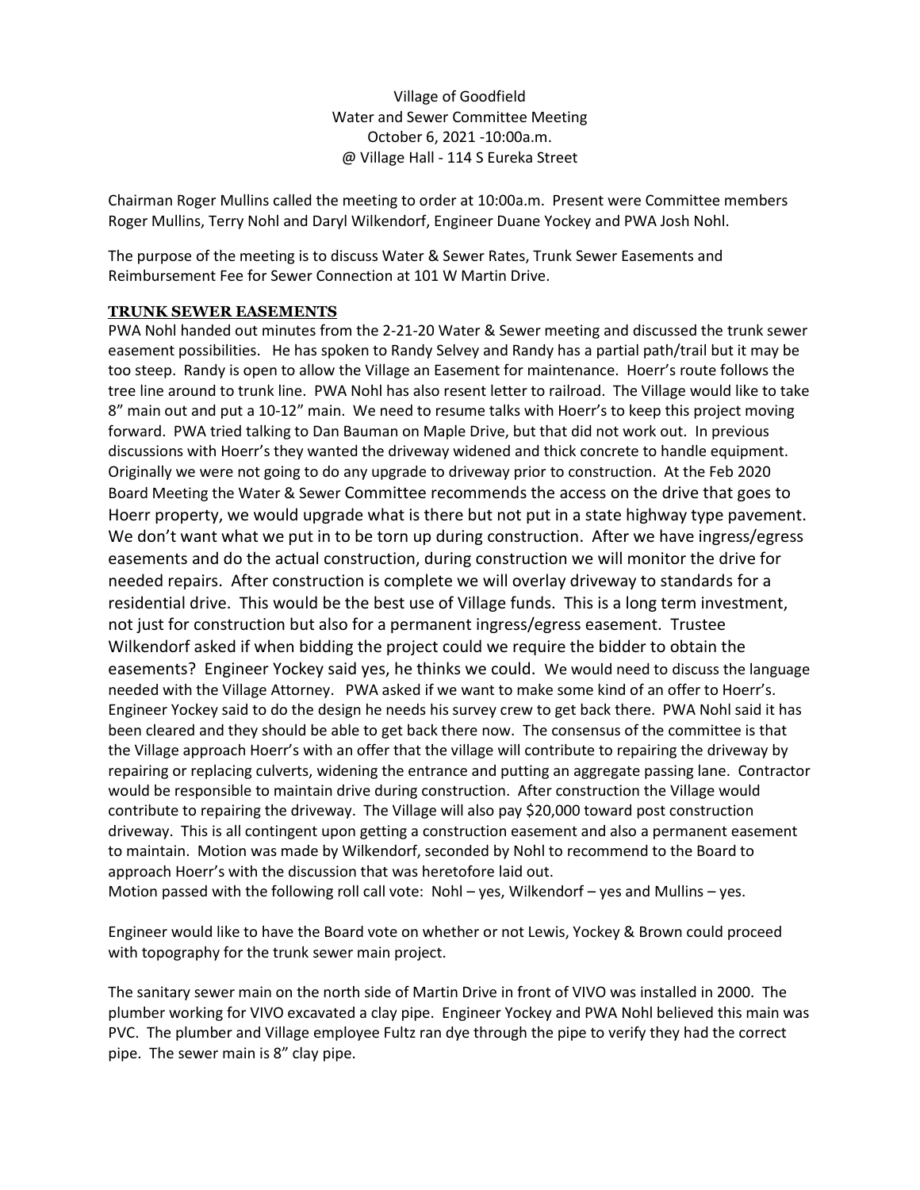Village of Goodfield
Water and Sewer Committee Meeting
October 6, 2021 -10:00a.m.
@ Village Hall - 114 S Eureka Street

Chairman Roger Mullins called the meeting to order at 10:00a.m. Present were Committee members Roger Mullins, Terry Nohl and Daryl Wilkendorf, Engineer Duane Yockey and PWA Josh Nohl.

The purpose of the meeting is to discuss Water & Sewer Rates, Trunk Sewer Easements and Reimbursement Fee for Sewer Connection at 101 W Martin Drive.

## TRUNK SEWER EASEMENTS

PWA Nohl handed out minutes from the 2-21-20 Water & Sewer meeting and discussed the trunk sewer easement possibilities. He has spoken to Randy Selvey and Randy has a partial path/trail but it may be too steep. Randy is open to allow the Village an Easement for maintenance. Hoerr's route follows the tree line around to trunk line. PWA Nohl has also resent letter to railroad. The Village would like to take 8" main out and put a 10-12" main. We need to resume talks with Hoerr's to keep this project moving forward. PWA tried talking to Dan Bauman on Maple Drive, but that did not work out. In previous discussions with Hoerr's they wanted the driveway widened and thick concrete to handle equipment. Originally we were not going to do any upgrade to driveway prior to construction. At the Feb 2020 Board Meeting the Water & Sewer Committee recommends the access on the drive that goes to Hoerr property, we would upgrade what is there but not put in a state highway type pavement. We don't want what we put in to be torn up during construction. After we have ingress/egress easements and do the actual construction, during construction we will monitor the drive for needed repairs. After construction is complete we will overlay driveway to standards for a residential drive. This would be the best use of Village funds. This is a long term investment, not just for construction but also for a permanent ingress/egress easement. Trustee Wilkendorf asked if when bidding the project could we require the bidder to obtain the easements? Engineer Yockey said yes, he thinks we could. We would need to discuss the language needed with the Village Attorney. PWA asked if we want to make some kind of an offer to Hoerr's. Engineer Yockey said to do the design he needs his survey crew to get back there. PWA Nohl said it has been cleared and they should be able to get back there now. The consensus of the committee is that the Village approach Hoerr's with an offer that the village will contribute to repairing the driveway by repairing or replacing culverts, widening the entrance and putting an aggregate passing lane. Contractor would be responsible to maintain drive during construction. After construction the Village would contribute to repairing the driveway. The Village will also pay $20,000 toward post construction driveway. This is all contingent upon getting a construction easement and also a permanent easement to maintain. Motion was made by Wilkendorf, seconded by Nohl to recommend to the Board to approach Hoerr's with the discussion that was heretofore laid out.
Motion passed with the following roll call vote: Nohl – yes, Wilkendorf – yes and Mullins – yes.

Engineer would like to have the Board vote on whether or not Lewis, Yockey & Brown could proceed with topography for the trunk sewer main project.

The sanitary sewer main on the north side of Martin Drive in front of VIVO was installed in 2000. The plumber working for VIVO excavated a clay pipe. Engineer Yockey and PWA Nohl believed this main was PVC. The plumber and Village employee Fultz ran dye through the pipe to verify they had the correct pipe. The sewer main is 8" clay pipe.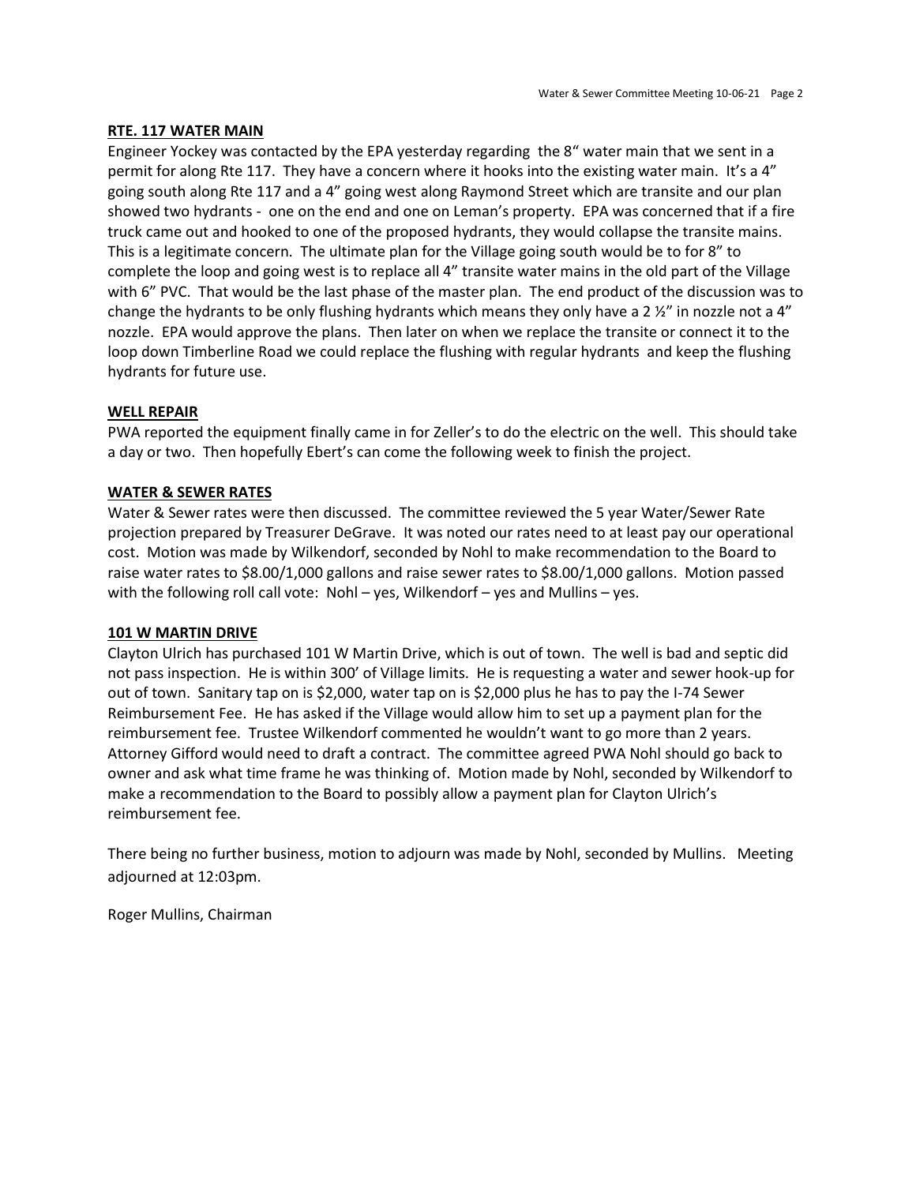**RTE. 117 WATER MAIN**

Engineer Yockey was contacted by the EPA yesterday regarding the 8" water main that we sent in a permit for along Rte 117. They have a concern where it hooks into the existing water main. It's a 4" going south along Rte 117 and a 4" going west along Raymond Street which are transite and our plan showed two hydrants - one on the end and one on Leman's property. EPA was concerned that if a fire truck came out and hooked to one of the proposed hydrants, they would collapse the transite mains. This is a legitimate concern. The ultimate plan for the Village going south would be to for 8" to complete the loop and going west is to replace all 4" transite water mains in the old part of the Village with 6" PVC. That would be the last phase of the master plan. The end product of the discussion was to change the hydrants to be only flushing hydrants which means they only have a 2 ½" in nozzle not a 4" nozzle. EPA would approve the plans. Then later on when we replace the transite or connect it to the loop down Timberline Road we could replace the flushing with regular hydrants and keep the flushing hydrants for future use.

**WELL REPAIR**

PWA reported the equipment finally came in for Zeller's to do the electric on the well. This should take a day or two. Then hopefully Ebert's can come the following week to finish the project.

**WATER & SEWER RATES**

Water & Sewer rates were then discussed. The committee reviewed the 5 year Water/Sewer Rate projection prepared by Treasurer DeGrave. It was noted our rates need to at least pay our operational cost. Motion was made by Wilkendorf, seconded by Nohl to make recommendation to the Board to raise water rates to $8.00/1,000 gallons and raise sewer rates to $8.00/1,000 gallons. Motion passed with the following roll call vote: Nohl – yes, Wilkendorf – yes and Mullins – yes.

**101 W MARTIN DRIVE**

Clayton Ulrich has purchased 101 W Martin Drive, which is out of town. The well is bad and septic did not pass inspection. He is within 300' of Village limits. He is requesting a water and sewer hook-up for out of town. Sanitary tap on is $2,000, water tap on is $2,000 plus he has to pay the I-74 Sewer Reimbursement Fee. He has asked if the Village would allow him to set up a payment plan for the reimbursement fee. Trustee Wilkendorf commented he wouldn't want to go more than 2 years. Attorney Gifford would need to draft a contract. The committee agreed PWA Nohl should go back to owner and ask what time frame he was thinking of. Motion made by Nohl, seconded by Wilkendorf to make a recommendation to the Board to possibly allow a payment plan for Clayton Ulrich's reimbursement fee.

There being no further business, motion to adjourn was made by Nohl, seconded by Mullins. Meeting adjourned at 12:03pm.

Roger Mullins, Chairman